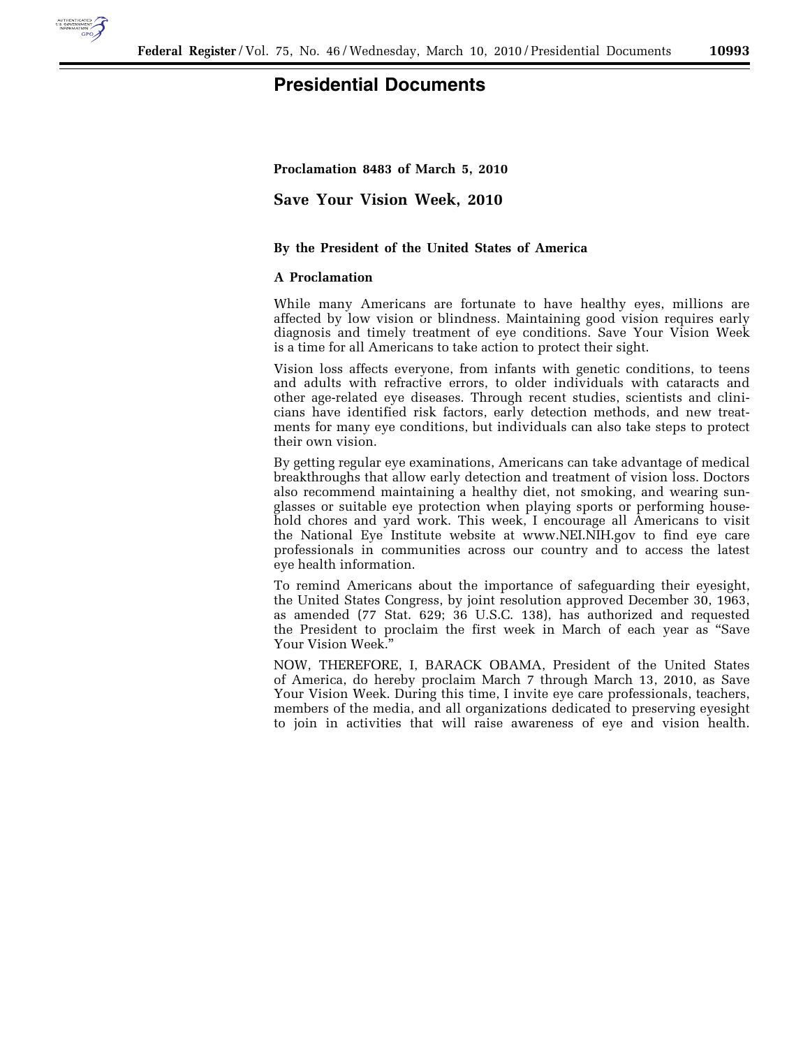# Presidential Documents

**Proclamation 8483 of March 5, 2010**

## Save Your Vision Week, 2010

**By the President of the United States of America**

**A Proclamation**

While many Americans are fortunate to have healthy eyes, millions are affected by low vision or blindness. Maintaining good vision requires early diagnosis and timely treatment of eye conditions. Save Your Vision Week is a time for all Americans to take action to protect their sight.

Vision loss affects everyone, from infants with genetic conditions, to teens and adults with refractive errors, to older individuals with cataracts and other age-related eye diseases. Through recent studies, scientists and clinicians have identified risk factors, early detection methods, and new treatments for many eye conditions, but individuals can also take steps to protect their own vision.

By getting regular eye examinations, Americans can take advantage of medical breakthroughs that allow early detection and treatment of vision loss. Doctors also recommend maintaining a healthy diet, not smoking, and wearing sunglasses or suitable eye protection when playing sports or performing household chores and yard work. This week, I encourage all Americans to visit the National Eye Institute website at www.NEI.NIH.gov to find eye care professionals in communities across our country and to access the latest eye health information.

To remind Americans about the importance of safeguarding their eyesight, the United States Congress, by joint resolution approved December 30, 1963, as amended (77 Stat. 629; 36 U.S.C. 138), has authorized and requested the President to proclaim the first week in March of each year as "Save Your Vision Week."

NOW, THEREFORE, I, BARACK OBAMA, President of the United States of America, do hereby proclaim March 7 through March 13, 2010, as Save Your Vision Week. During this time, I invite eye care professionals, teachers, members of the media, and all organizations dedicated to preserving eyesight to join in activities that will raise awareness of eye and vision health.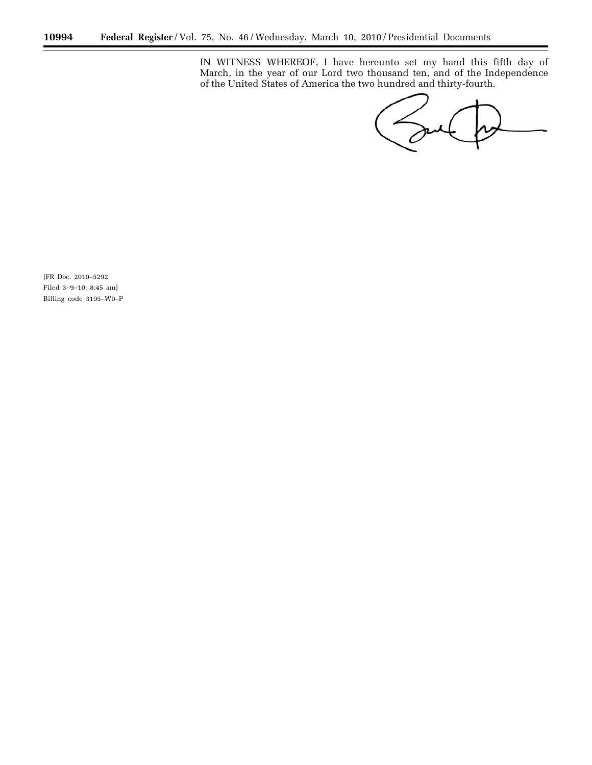IN WITNESS WHEREOF, I have hereunto set my hand this fifth day of March, in the year of our Lord two thousand ten, and of the Independence of the United States of America the two hundred and thirty-fourth.

[FR Doc. 2010–5292
Filed 3–9–10; 8:45 am]
Billing code 3195–W0–P